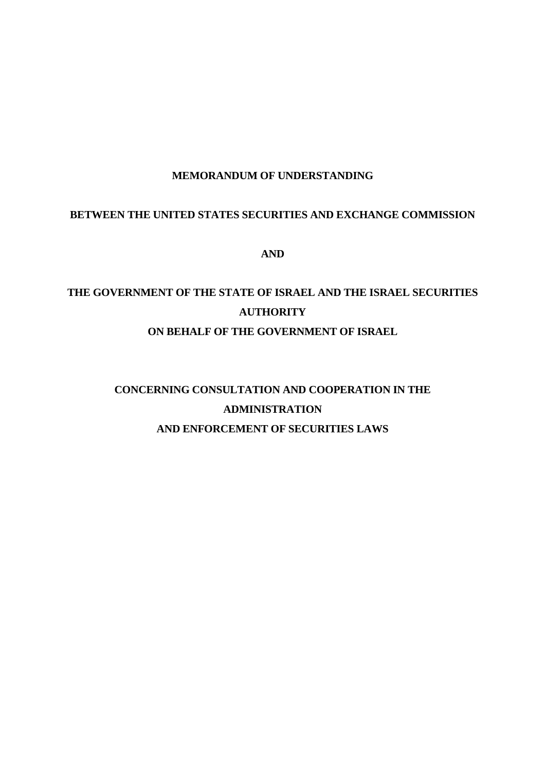**MEMORANDUM OF UNDERSTANDING**

**BETWEEN THE UNITED STATES SECURITIES AND EXCHANGE COMMISSION**

**AND**

**THE GOVERNMENT OF THE STATE OF ISRAEL AND THE ISRAEL SECURITIES AUTHORITY**
**ON BEHALF OF THE GOVERNMENT OF ISRAEL**

**CONCERNING CONSULTATION AND COOPERATION IN THE ADMINISTRATION**
**AND ENFORCEMENT OF SECURITIES LAWS**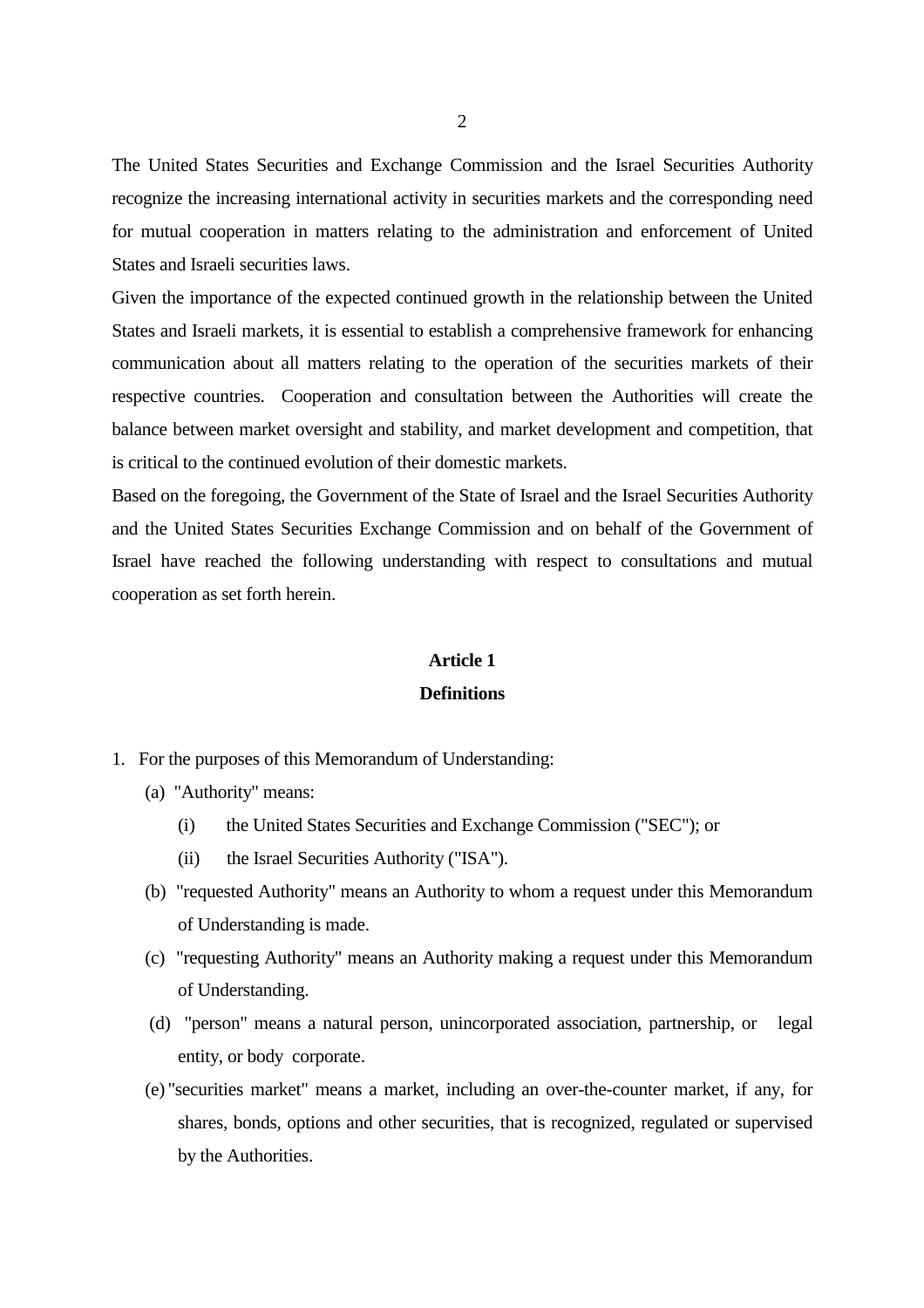The United States Securities and Exchange Commission and the Israel Securities Authority recognize the increasing international activity in securities markets and the corresponding need for mutual cooperation in matters relating to the administration and enforcement of United States and Israeli securities laws.

Given the importance of the expected continued growth in the relationship between the United States and Israeli markets, it is essential to establish a comprehensive framework for enhancing communication about all matters relating to the operation of the securities markets of their respective countries. Cooperation and consultation between the Authorities will create the balance between market oversight and stability, and market development and competition, that is critical to the continued evolution of their domestic markets.

Based on the foregoing, the Government of the State of Israel and the Israel Securities Authority and the United States Securities Exchange Commission and on behalf of the Government of Israel have reached the following understanding with respect to consultations and mutual cooperation as set forth herein.

## Article 1
## Definitions

1. For the purposes of this Memorandum of Understanding:
   - (a) "Authority" means:
     - (i) the United States Securities and Exchange Commission ("SEC"); or
     - (ii) the Israel Securities Authority ("ISA").
   - (b) "requested Authority" means an Authority to whom a request under this Memorandum of Understanding is made.
   - (c) "requesting Authority" means an Authority making a request under this Memorandum of Understanding.
   - (d) "person" means a natural person, unincorporated association, partnership, or legal entity, or body corporate.
   - (e) "securities market" means a market, including an over-the-counter market, if any, for shares, bonds, options and other securities, that is recognized, regulated or supervised by the Authorities.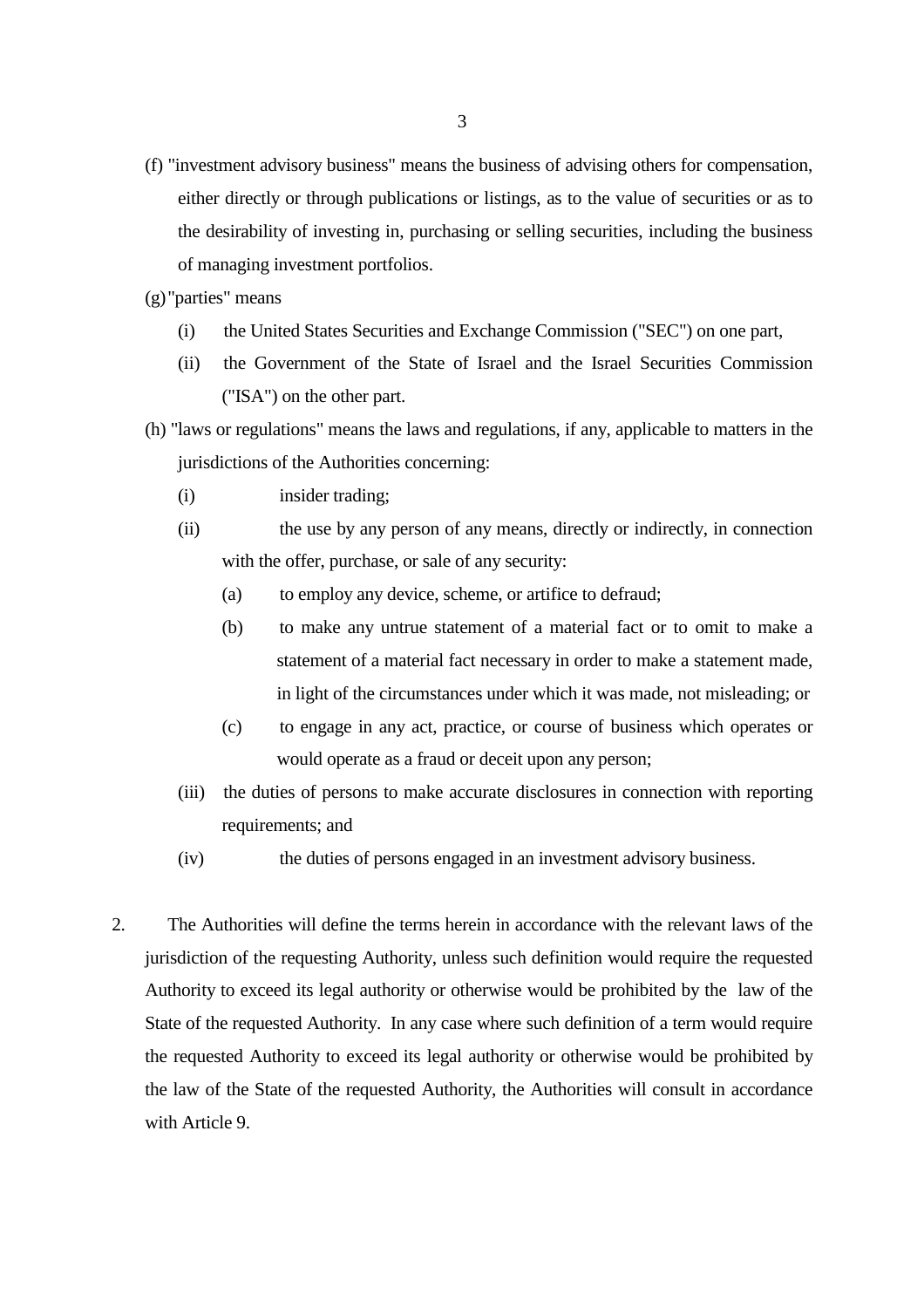(f) "investment advisory business" means the business of advising others for compensation, either directly or through publications or listings, as to the value of securities or as to the desirability of investing in, purchasing or selling securities, including the business of managing investment portfolios.

(g) "parties" means

- (i) the United States Securities and Exchange Commission ("SEC") on one part,
- (ii) the Government of the State of Israel and the Israel Securities Commission ("ISA") on the other part.

(h) "laws or regulations" means the laws and regulations, if any, applicable to matters in the jurisdictions of the Authorities concerning:

- (i) insider trading;
- (ii) the use by any person of any means, directly or indirectly, in connection with the offer, purchase, or sale of any security:
  - (a) to employ any device, scheme, or artifice to defraud;
  - (b) to make any untrue statement of a material fact or to omit to make a statement of a material fact necessary in order to make a statement made, in light of the circumstances under which it was made, not misleading; or
  - (c) to engage in any act, practice, or course of business which operates or would operate as a fraud or deceit upon any person;
- (iii) the duties of persons to make accurate disclosures in connection with reporting requirements; and
- (iv) the duties of persons engaged in an investment advisory business.

2. The Authorities will define the terms herein in accordance with the relevant laws of the jurisdiction of the requesting Authority, unless such definition would require the requested Authority to exceed its legal authority or otherwise would be prohibited by the law of the State of the requested Authority. In any case where such definition of a term would require the requested Authority to exceed its legal authority or otherwise would be prohibited by the law of the State of the requested Authority, the Authorities will consult in accordance with Article 9.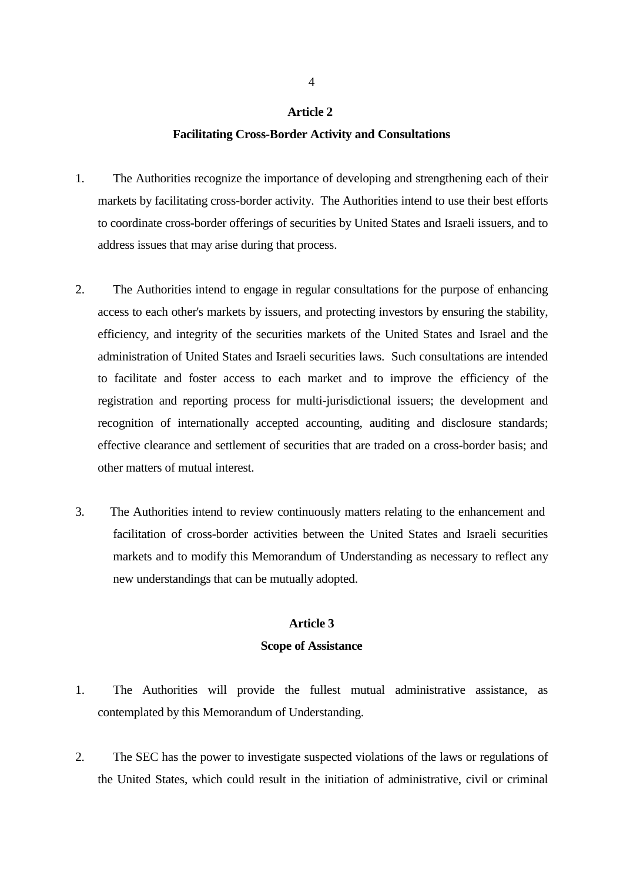## Article 2

## Facilitating Cross-Border Activity and Consultations

1. The Authorities recognize the importance of developing and strengthening each of their markets by facilitating cross-border activity. The Authorities intend to use their best efforts to coordinate cross-border offerings of securities by United States and Israeli issuers, and to address issues that may arise during that process.

2. The Authorities intend to engage in regular consultations for the purpose of enhancing access to each other's markets by issuers, and protecting investors by ensuring the stability, efficiency, and integrity of the securities markets of the United States and Israel and the administration of United States and Israeli securities laws. Such consultations are intended to facilitate and foster access to each market and to improve the efficiency of the registration and reporting process for multi-jurisdictional issuers; the development and recognition of internationally accepted accounting, auditing and disclosure standards; effective clearance and settlement of securities that are traded on a cross-border basis; and other matters of mutual interest.

3. The Authorities intend to review continuously matters relating to the enhancement and facilitation of cross-border activities between the United States and Israeli securities markets and to modify this Memorandum of Understanding as necessary to reflect any new understandings that can be mutually adopted.

## Article 3

## Scope of Assistance

1. The Authorities will provide the fullest mutual administrative assistance, as contemplated by this Memorandum of Understanding.

2. The SEC has the power to investigate suspected violations of the laws or regulations of the United States, which could result in the initiation of administrative, civil or criminal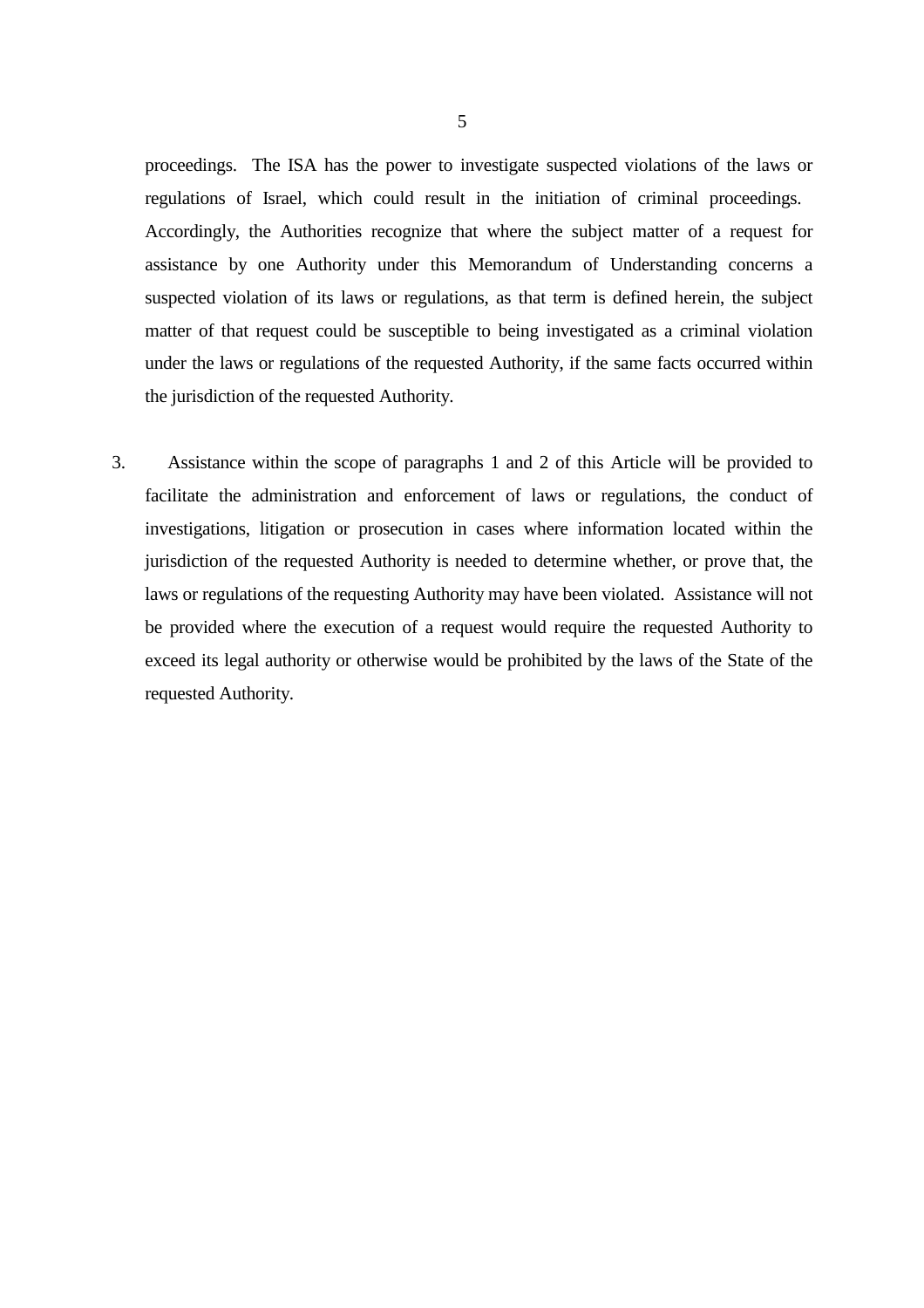proceedings. The ISA has the power to investigate suspected violations of the laws or regulations of Israel, which could result in the initiation of criminal proceedings. Accordingly, the Authorities recognize that where the subject matter of a request for assistance by one Authority under this Memorandum of Understanding concerns a suspected violation of its laws or regulations, as that term is defined herein, the subject matter of that request could be susceptible to being investigated as a criminal violation under the laws or regulations of the requested Authority, if the same facts occurred within the jurisdiction of the requested Authority.

3. Assistance within the scope of paragraphs 1 and 2 of this Article will be provided to facilitate the administration and enforcement of laws or regulations, the conduct of investigations, litigation or prosecution in cases where information located within the jurisdiction of the requested Authority is needed to determine whether, or prove that, the laws or regulations of the requesting Authority may have been violated. Assistance will not be provided where the execution of a request would require the requested Authority to exceed its legal authority or otherwise would be prohibited by the laws of the State of the requested Authority.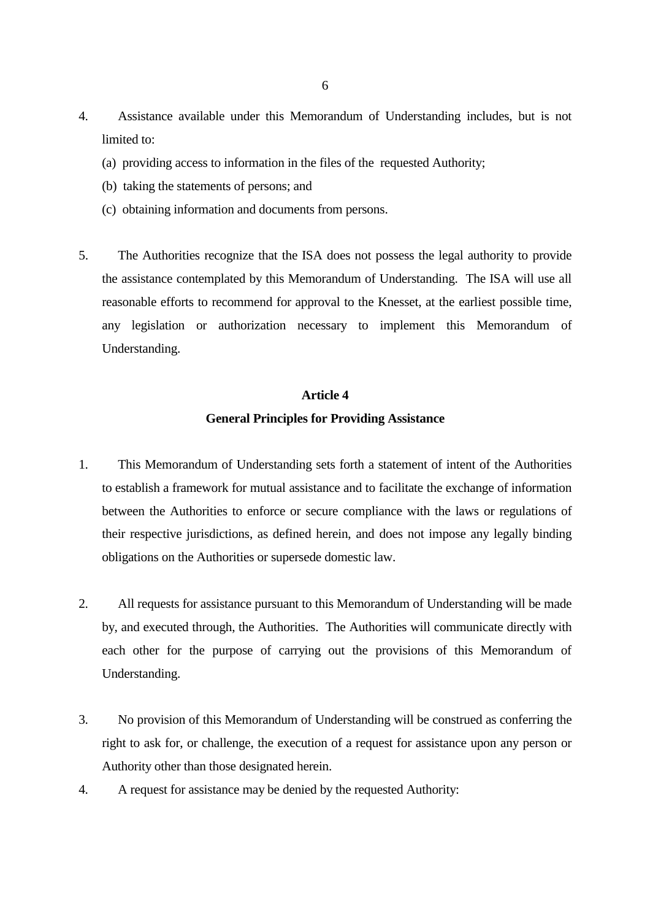4. Assistance available under this Memorandum of Understanding includes, but is not limited to:

   (a) providing access to information in the files of the requested Authority;

   (b) taking the statements of persons; and

   (c) obtaining information and documents from persons.

5. The Authorities recognize that the ISA does not possess the legal authority to provide the assistance contemplated by this Memorandum of Understanding. The ISA will use all reasonable efforts to recommend for approval to the Knesset, at the earliest possible time, any legislation or authorization necessary to implement this Memorandum of Understanding.

## Article 4
## General Principles for Providing Assistance

1. This Memorandum of Understanding sets forth a statement of intent of the Authorities to establish a framework for mutual assistance and to facilitate the exchange of information between the Authorities to enforce or secure compliance with the laws or regulations of their respective jurisdictions, as defined herein, and does not impose any legally binding obligations on the Authorities or supersede domestic law.

2. All requests for assistance pursuant to this Memorandum of Understanding will be made by, and executed through, the Authorities. The Authorities will communicate directly with each other for the purpose of carrying out the provisions of this Memorandum of Understanding.

3. No provision of this Memorandum of Understanding will be construed as conferring the right to ask for, or challenge, the execution of a request for assistance upon any person or Authority other than those designated herein.

4. A request for assistance may be denied by the requested Authority: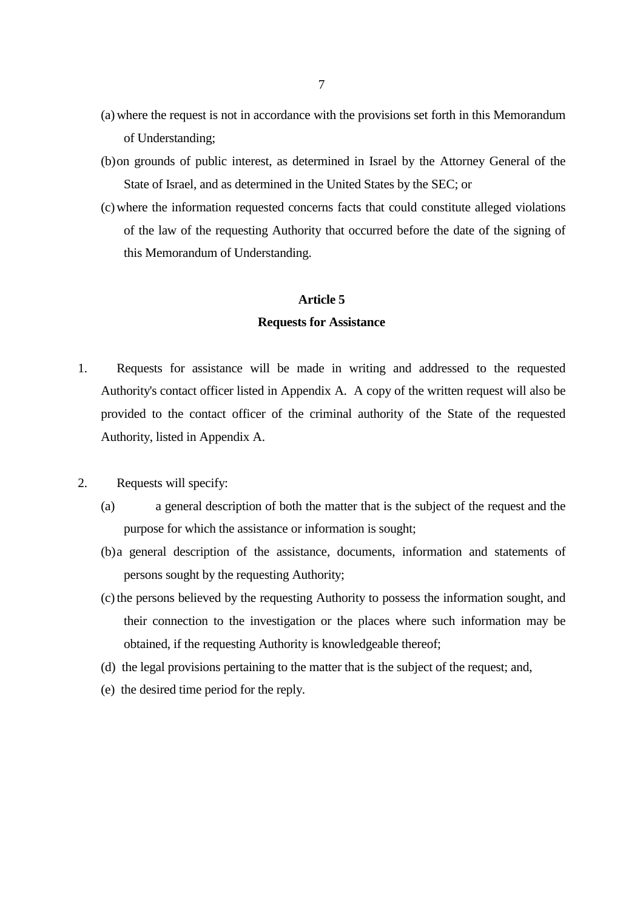(a) where the request is not in accordance with the provisions set forth in this Memorandum of Understanding;

(b) on grounds of public interest, as determined in Israel by the Attorney General of the State of Israel, and as determined in the United States by the SEC; or

(c) where the information requested concerns facts that could constitute alleged violations of the law of the requesting Authority that occurred before the date of the signing of this Memorandum of Understanding.

**Article 5**

**Requests for Assistance**

1. Requests for assistance will be made in writing and addressed to the requested Authority's contact officer listed in Appendix A. A copy of the written request will also be provided to the contact officer of the criminal authority of the State of the requested Authority, listed in Appendix A.

2. Requests will specify:

   (a) a general description of both the matter that is the subject of the request and the purpose for which the assistance or information is sought;

   (b) a general description of the assistance, documents, information and statements of persons sought by the requesting Authority;

   (c) the persons believed by the requesting Authority to possess the information sought, and their connection to the investigation or the places where such information may be obtained, if the requesting Authority is knowledgeable thereof;

   (d) the legal provisions pertaining to the matter that is the subject of the request; and,

   (e) the desired time period for the reply.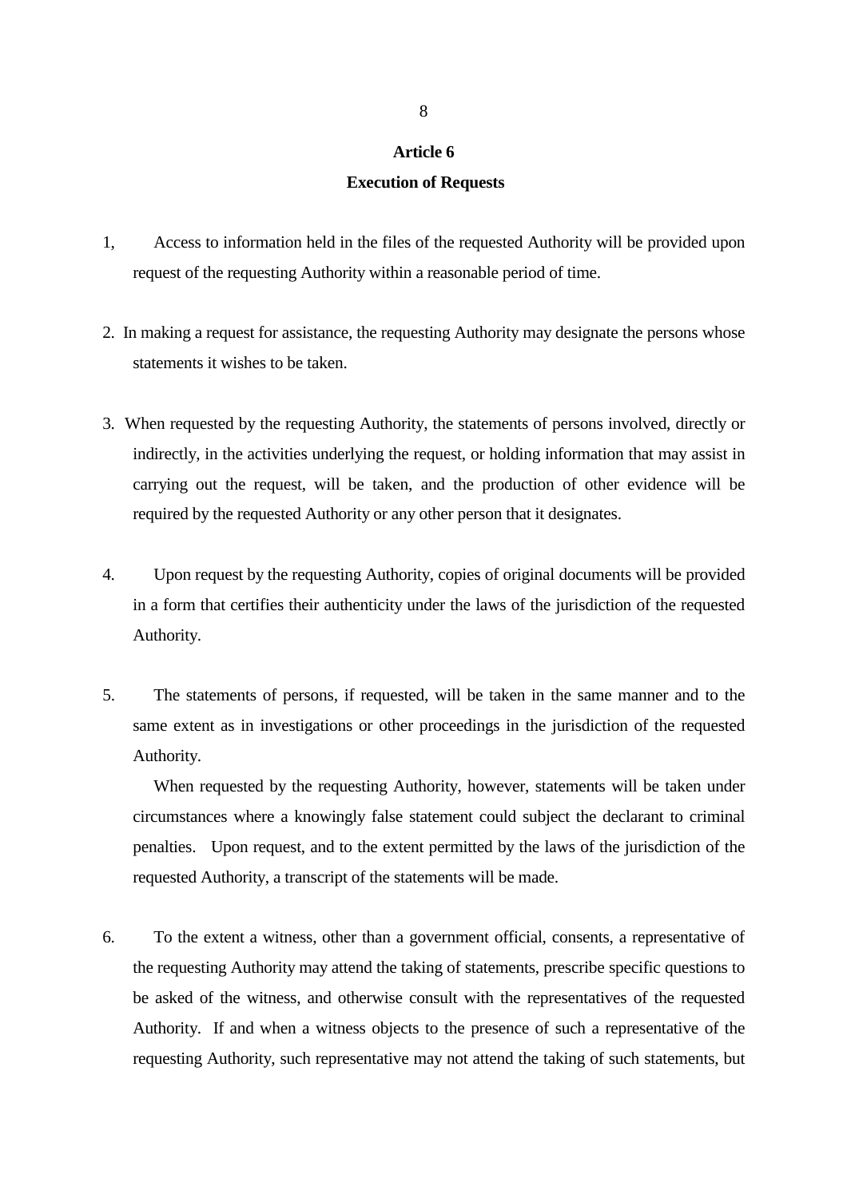**Article 6**

**Execution of Requests**

1, Access to information held in the files of the requested Authority will be provided upon request of the requesting Authority within a reasonable period of time.

2. In making a request for assistance, the requesting Authority may designate the persons whose statements it wishes to be taken.

3. When requested by the requesting Authority, the statements of persons involved, directly or indirectly, in the activities underlying the request, or holding information that may assist in carrying out the request, will be taken, and the production of other evidence will be required by the requested Authority or any other person that it designates.

4. Upon request by the requesting Authority, copies of original documents will be provided in a form that certifies their authenticity under the laws of the jurisdiction of the requested Authority.

5. The statements of persons, if requested, will be taken in the same manner and to the same extent as in investigations or other proceedings in the jurisdiction of the requested Authority.

When requested by the requesting Authority, however, statements will be taken under circumstances where a knowingly false statement could subject the declarant to criminal penalties. Upon request, and to the extent permitted by the laws of the jurisdiction of the requested Authority, a transcript of the statements will be made.

6. To the extent a witness, other than a government official, consents, a representative of the requesting Authority may attend the taking of statements, prescribe specific questions to be asked of the witness, and otherwise consult with the representatives of the requested Authority. If and when a witness objects to the presence of such a representative of the requesting Authority, such representative may not attend the taking of such statements, but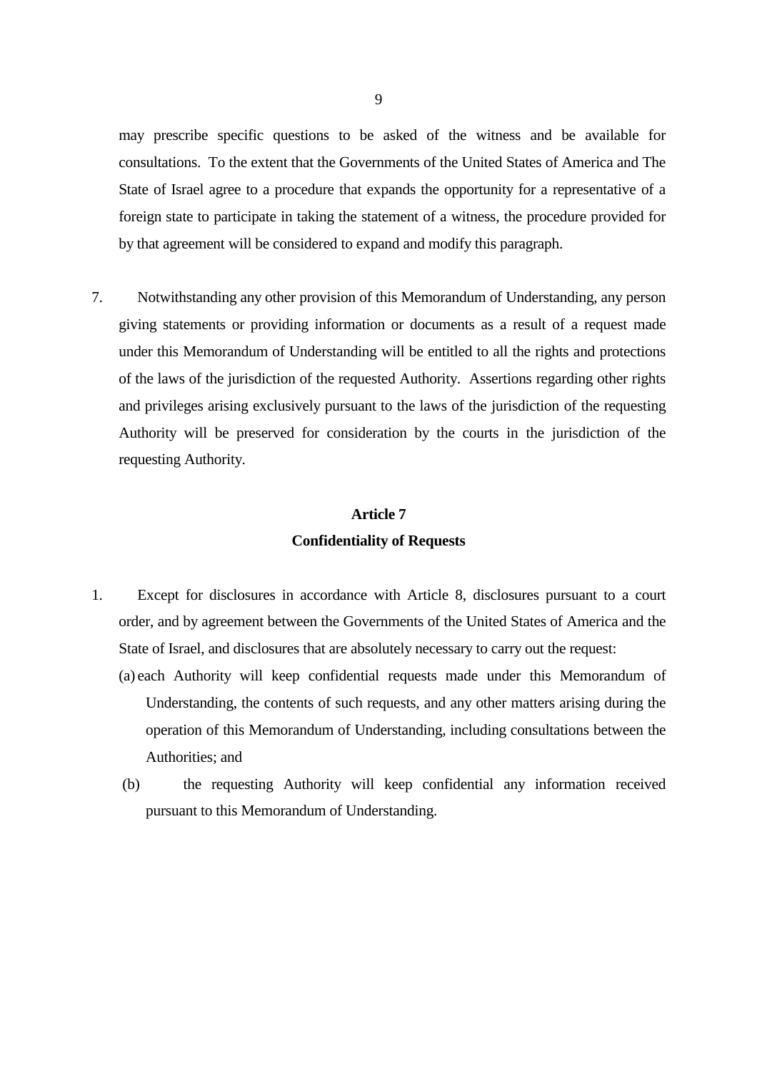may prescribe specific questions to be asked of the witness and be available for consultations. To the extent that the Governments of the United States of America and The State of Israel agree to a procedure that expands the opportunity for a representative of a foreign state to participate in taking the statement of a witness, the procedure provided for by that agreement will be considered to expand and modify this paragraph.

7. Notwithstanding any other provision of this Memorandum of Understanding, any person giving statements or providing information or documents as a result of a request made under this Memorandum of Understanding will be entitled to all the rights and protections of the laws of the jurisdiction of the requested Authority. Assertions regarding other rights and privileges arising exclusively pursuant to the laws of the jurisdiction of the requesting Authority will be preserved for consideration by the courts in the jurisdiction of the requesting Authority.

## Article 7
## Confidentiality of Requests

1. Except for disclosures in accordance with Article 8, disclosures pursuant to a court order, and by agreement between the Governments of the United States of America and the State of Israel, and disclosures that are absolutely necessary to carry out the request:

   (a) each Authority will keep confidential requests made under this Memorandum of Understanding, the contents of such requests, and any other matters arising during the operation of this Memorandum of Understanding, including consultations between the Authorities; and

   (b) the requesting Authority will keep confidential any information received pursuant to this Memorandum of Understanding.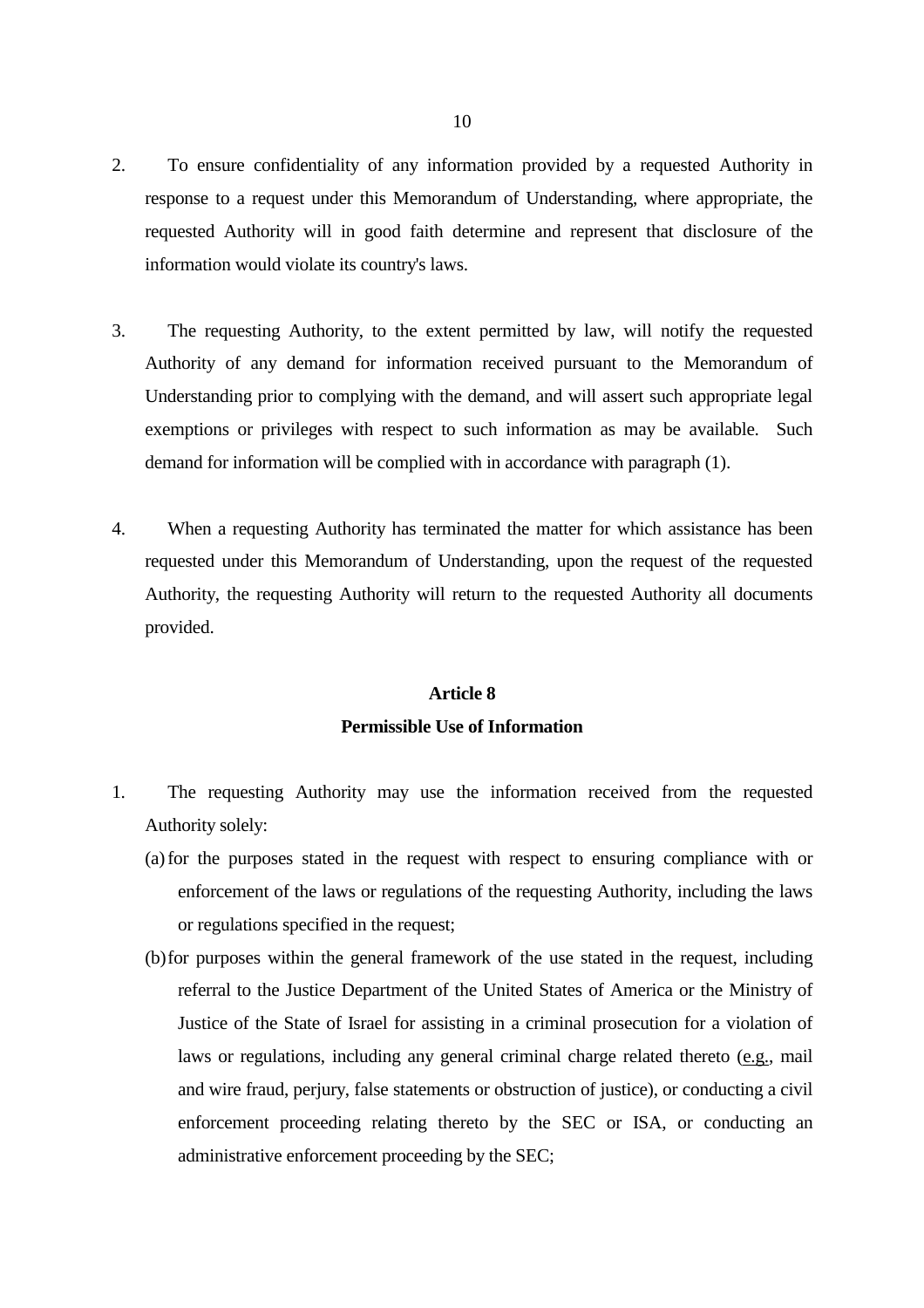2. To ensure confidentiality of any information provided by a requested Authority in response to a request under this Memorandum of Understanding, where appropriate, the requested Authority will in good faith determine and represent that disclosure of the information would violate its country's laws.

3. The requesting Authority, to the extent permitted by law, will notify the requested Authority of any demand for information received pursuant to the Memorandum of Understanding prior to complying with the demand, and will assert such appropriate legal exemptions or privileges with respect to such information as may be available. Such demand for information will be complied with in accordance with paragraph (1).

4. When a requesting Authority has terminated the matter for which assistance has been requested under this Memorandum of Understanding, upon the request of the requested Authority, the requesting Authority will return to the requested Authority all documents provided.

## Article 8
## Permissible Use of Information

1. The requesting Authority may use the information received from the requested Authority solely:
   (a) for the purposes stated in the request with respect to ensuring compliance with or enforcement of the laws or regulations of the requesting Authority, including the laws or regulations specified in the request;
   (b) for purposes within the general framework of the use stated in the request, including referral to the Justice Department of the United States of America or the Ministry of Justice of the State of Israel for assisting in a criminal prosecution for a violation of laws or regulations, including any general criminal charge related thereto (e.g., mail and wire fraud, perjury, false statements or obstruction of justice), or conducting a civil enforcement proceeding relating thereto by the SEC or ISA, or conducting an administrative enforcement proceeding by the SEC;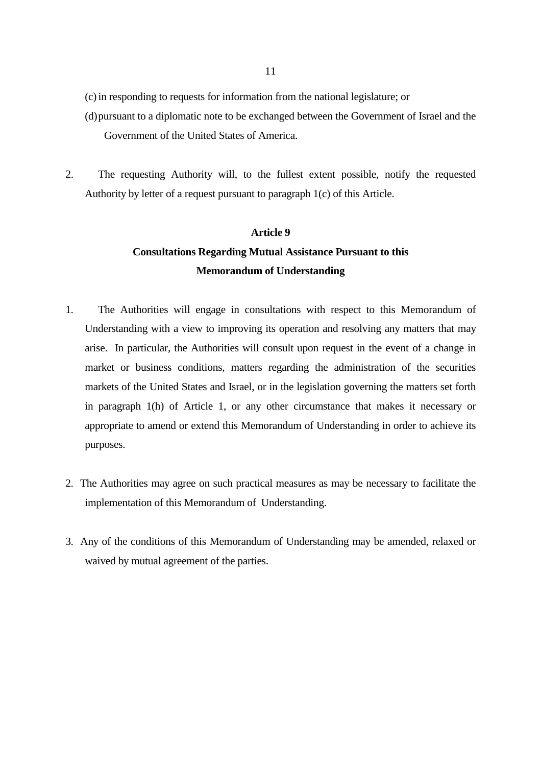(c) in responding to requests for information from the national legislature; or

(d) pursuant to a diplomatic note to be exchanged between the Government of Israel and the Government of the United States of America.

2. The requesting Authority will, to the fullest extent possible, notify the requested Authority by letter of a request pursuant to paragraph 1(c) of this Article.

## Article 9
## Consultations Regarding Mutual Assistance Pursuant to this Memorandum of Understanding

1. The Authorities will engage in consultations with respect to this Memorandum of Understanding with a view to improving its operation and resolving any matters that may arise. In particular, the Authorities will consult upon request in the event of a change in market or business conditions, matters regarding the administration of the securities markets of the United States and Israel, or in the legislation governing the matters set forth in paragraph 1(h) of Article 1, or any other circumstance that makes it necessary or appropriate to amend or extend this Memorandum of Understanding in order to achieve its purposes.

2. The Authorities may agree on such practical measures as may be necessary to facilitate the implementation of this Memorandum of Understanding.

3. Any of the conditions of this Memorandum of Understanding may be amended, relaxed or waived by mutual agreement of the parties.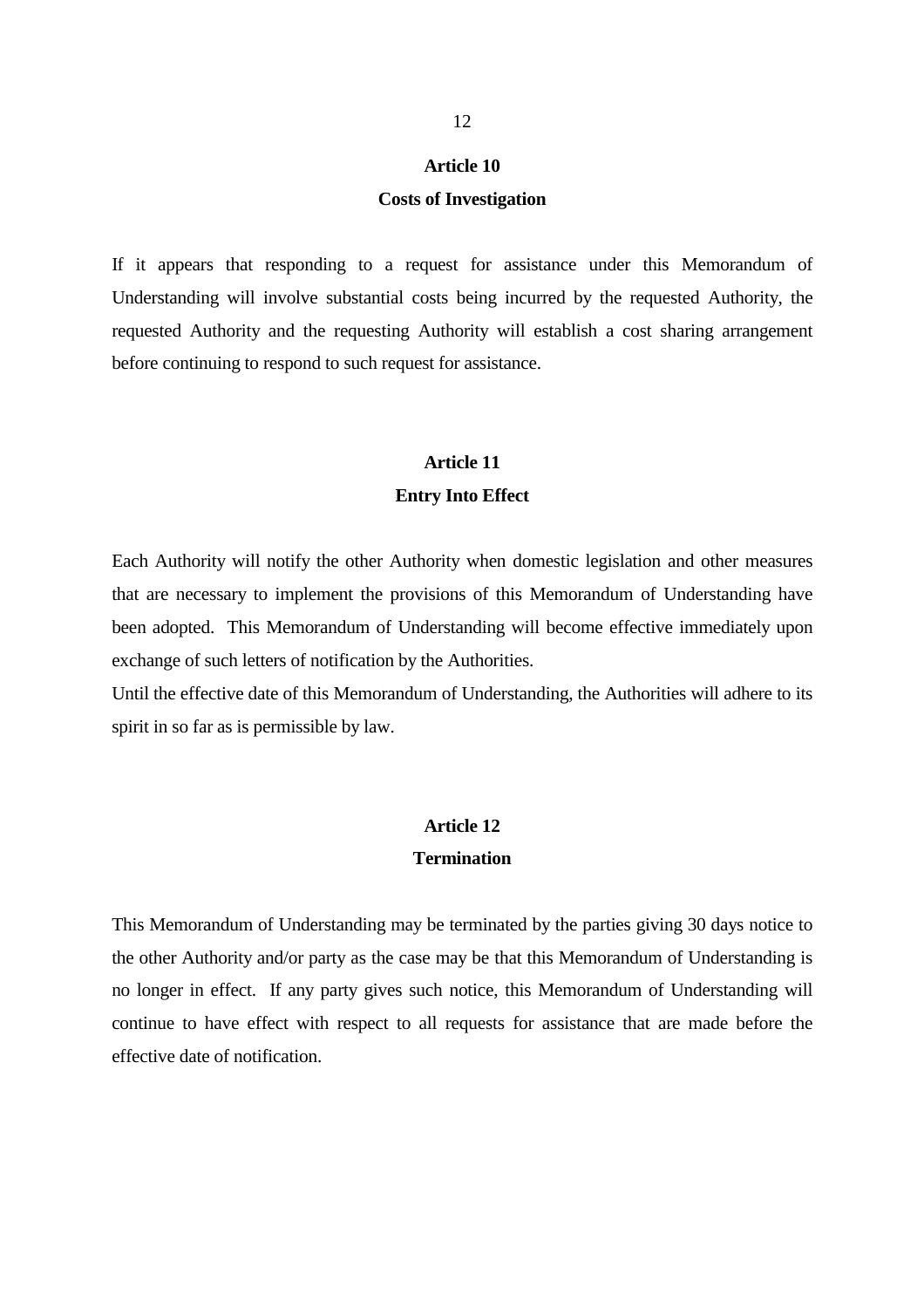## Article 10
## Costs of Investigation

If it appears that responding to a request for assistance under this Memorandum of Understanding will involve substantial costs being incurred by the requested Authority, the requested Authority and the requesting Authority will establish a cost sharing arrangement before continuing to respond to such request for assistance.

## Article 11
## Entry Into Effect

Each Authority will notify the other Authority when domestic legislation and other measures that are necessary to implement the provisions of this Memorandum of Understanding have been adopted. This Memorandum of Understanding will become effective immediately upon exchange of such letters of notification by the Authorities.

Until the effective date of this Memorandum of Understanding, the Authorities will adhere to its spirit in so far as is permissible by law.

## Article 12
## Termination

This Memorandum of Understanding may be terminated by the parties giving 30 days notice to the other Authority and/or party as the case may be that this Memorandum of Understanding is no longer in effect. If any party gives such notice, this Memorandum of Understanding will continue to have effect with respect to all requests for assistance that are made before the effective date of notification.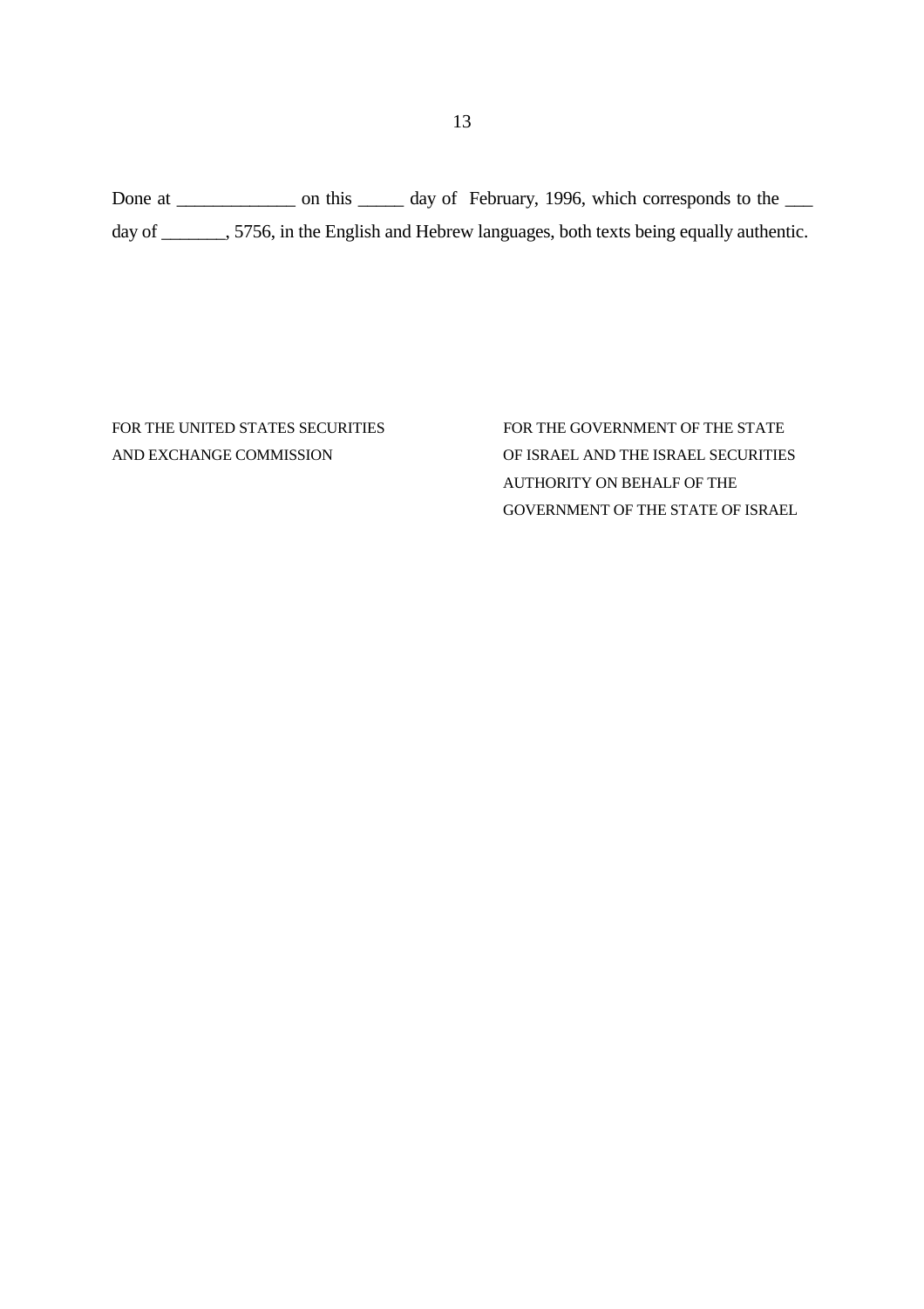Done at _____________ on this _____ day of February, 1996, which corresponds to the ___ day of _______, 5756, in the English and Hebrew languages, both texts being equally authentic.

FOR THE UNITED STATES SECURITIES AND EXCHANGE COMMISSION

FOR THE GOVERNMENT OF THE STATE OF ISRAEL AND THE ISRAEL SECURITIES AUTHORITY ON BEHALF OF THE GOVERNMENT OF THE STATE OF ISRAEL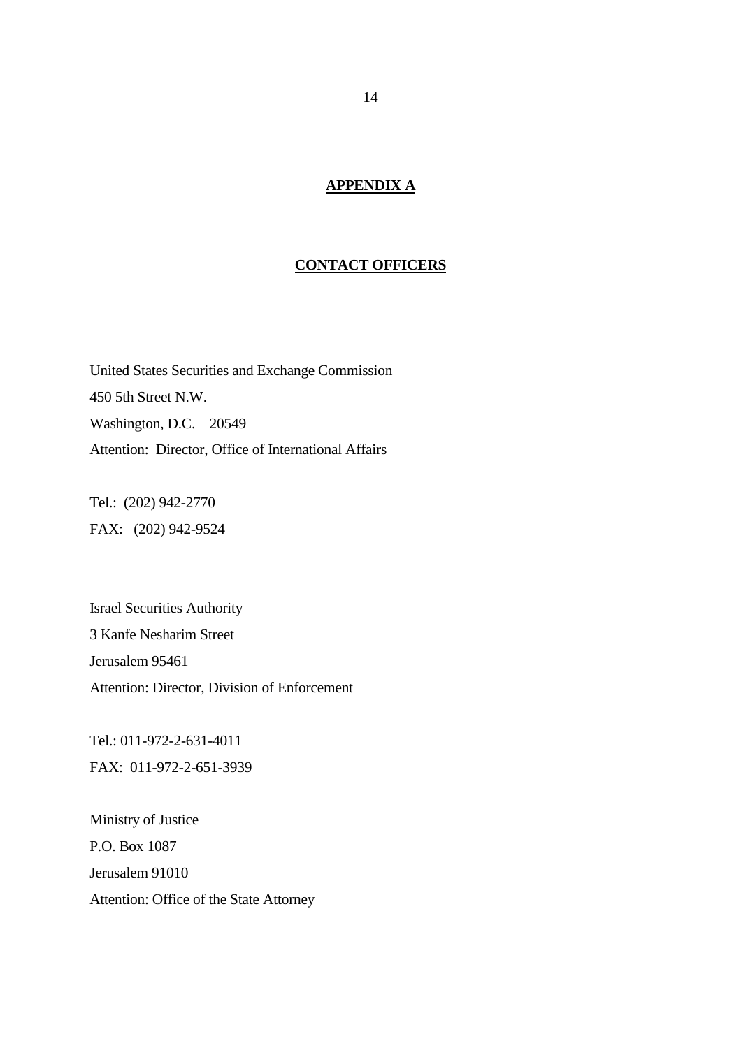# APPENDIX A

## CONTACT OFFICERS

United States Securities and Exchange Commission
450 5th Street N.W.
Washington, D.C. 20549
Attention: Director, Office of International Affairs

Tel.: (202) 942-2770
FAX: (202) 942-9524

Israel Securities Authority
3 Kanfe Nesharim Street
Jerusalem 95461
Attention: Director, Division of Enforcement

Tel.: 011-972-2-631-4011
FAX: 011-972-2-651-3939

Ministry of Justice
P.O. Box 1087
Jerusalem 91010
Attention: Office of the State Attorney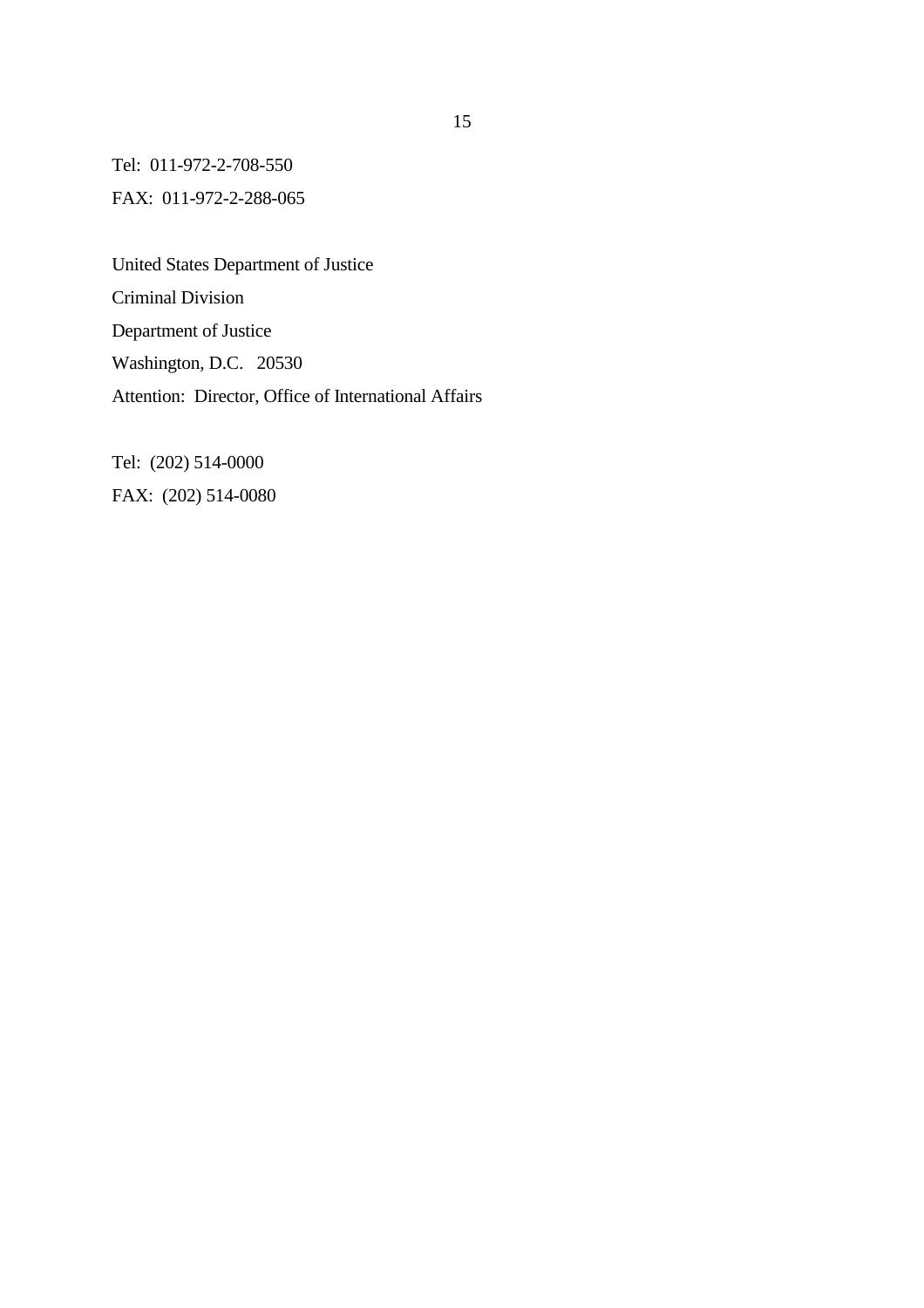Tel: 011-972-2-708-550

FAX: 011-972-2-288-065

United States Department of Justice

Criminal Division

Department of Justice

Washington, D.C. 20530

Attention: Director, Office of International Affairs

Tel: (202) 514-0000

FAX: (202) 514-0080